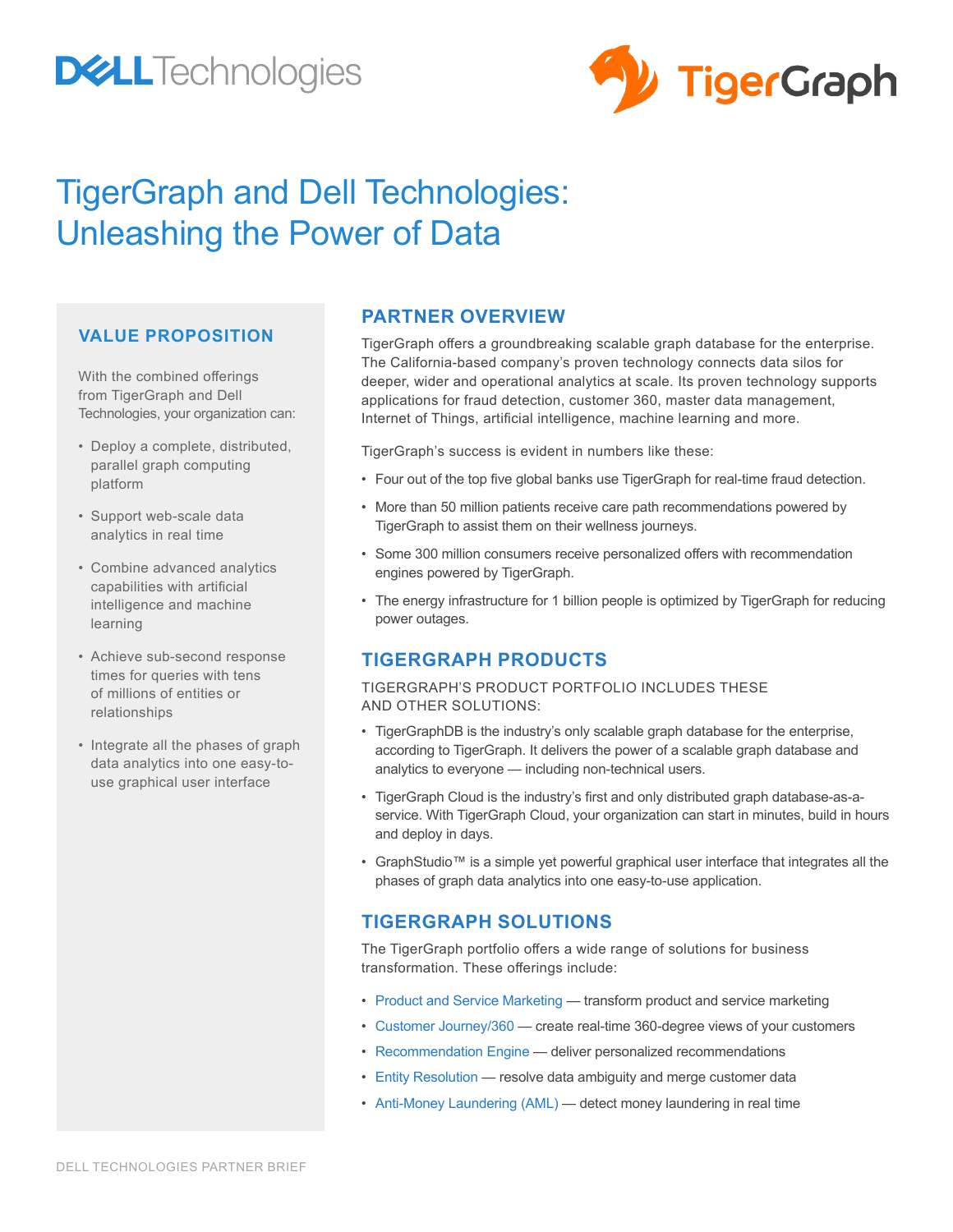# TigerGraph and Dell Technologies: Unleashing the Power of Data

## VALUE PROPOSITION

With the combined offerings from TigerGraph and Dell Technologies, your organization can:

- Deploy a complete, distributed, parallel graph computing platform
- Support web-scale data analytics in real time
- Combine advanced analytics capabilities with artificial intelligence and machine learning
- Achieve sub-second response times for queries with tens of millions of entities or relationships
- Integrate all the phases of graph data analytics into one easy-to-use graphical user interface

## PARTNER OVERVIEW

TigerGraph offers a groundbreaking scalable graph database for the enterprise. The California-based company's proven technology connects data silos for deeper, wider and operational analytics at scale. Its proven technology supports applications for fraud detection, customer 360, master data management, Internet of Things, artificial intelligence, machine learning and more.

TigerGraph's success is evident in numbers like these:

- Four out of the top five global banks use TigerGraph for real-time fraud detection.
- More than 50 million patients receive care path recommendations powered by TigerGraph to assist them on their wellness journeys.
- Some 300 million consumers receive personalized offers with recommendation engines powered by TigerGraph.
- The energy infrastructure for 1 billion people is optimized by TigerGraph for reducing power outages.

## TIGERGRAPH PRODUCTS

TIGERGRAPH'S PRODUCT PORTFOLIO INCLUDES THESE AND OTHER SOLUTIONS:

- TigerGraphDB is the industry's only scalable graph database for the enterprise, according to TigerGraph. It delivers the power of a scalable graph database and analytics to everyone — including non-technical users.
- TigerGraph Cloud is the industry's first and only distributed graph database-as-a-service. With TigerGraph Cloud, your organization can start in minutes, build in hours and deploy in days.
- GraphStudio™ is a simple yet powerful graphical user interface that integrates all the phases of graph data analytics into one easy-to-use application.

## TIGERGRAPH SOLUTIONS

The TigerGraph portfolio offers a wide range of solutions for business transformation. These offerings include:

- Product and Service Marketing — transform product and service marketing
- Customer Journey/360 — create real-time 360-degree views of your customers
- Recommendation Engine — deliver personalized recommendations
- Entity Resolution — resolve data ambiguity and merge customer data
- Anti-Money Laundering (AML) — detect money laundering in real time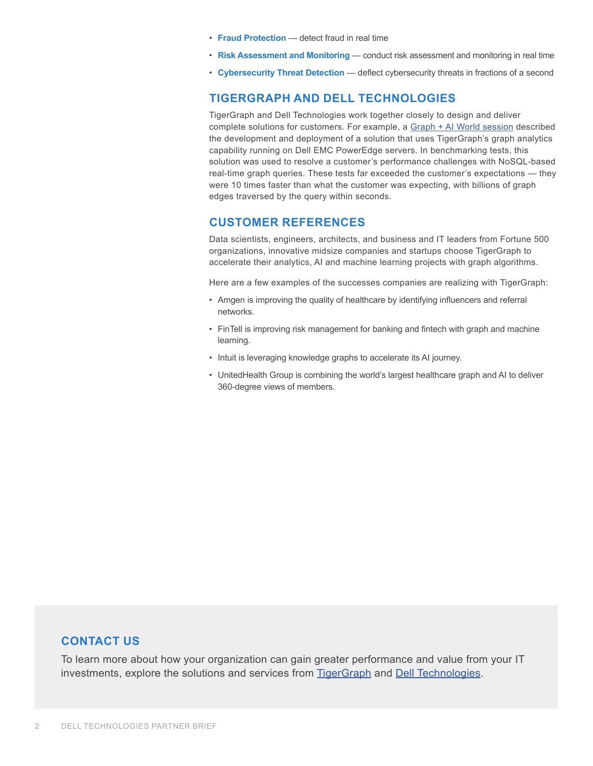- **Fraud Protection** — detect fraud in real time
- **Risk Assessment and Monitoring** — conduct risk assessment and monitoring in real time
- **Cybersecurity Threat Detection** — deflect cybersecurity threats in fractions of a second

## TIGERGRAPH AND DELL TECHNOLOGIES

TigerGraph and Dell Technologies work together closely to design and deliver complete solutions for customers. For example, a Graph + AI World session described the development and deployment of a solution that uses TigerGraph's graph analytics capability running on Dell EMC PowerEdge servers. In benchmarking tests, this solution was used to resolve a customer's performance challenges with NoSQL-based real-time graph queries. These tests far exceeded the customer's expectations — they were 10 times faster than what the customer was expecting, with billions of graph edges traversed by the query within seconds.

## CUSTOMER REFERENCES

Data scientists, engineers, architects, and business and IT leaders from Fortune 500 organizations, innovative midsize companies and startups choose TigerGraph to accelerate their analytics, AI and machine learning projects with graph algorithms.

Here are a few examples of the successes companies are realizing with TigerGraph:

- Amgen is improving the quality of healthcare by identifying influencers and referral networks.
- FinTell is improving risk management for banking and fintech with graph and machine learning.
- Intuit is leveraging knowledge graphs to accelerate its AI journey.
- UnitedHealth Group is combining the world's largest healthcare graph and AI to deliver 360-degree views of members.

## CONTACT US

To learn more about how your organization can gain greater performance and value from your IT investments, explore the solutions and services from TigerGraph and Dell Technologies.